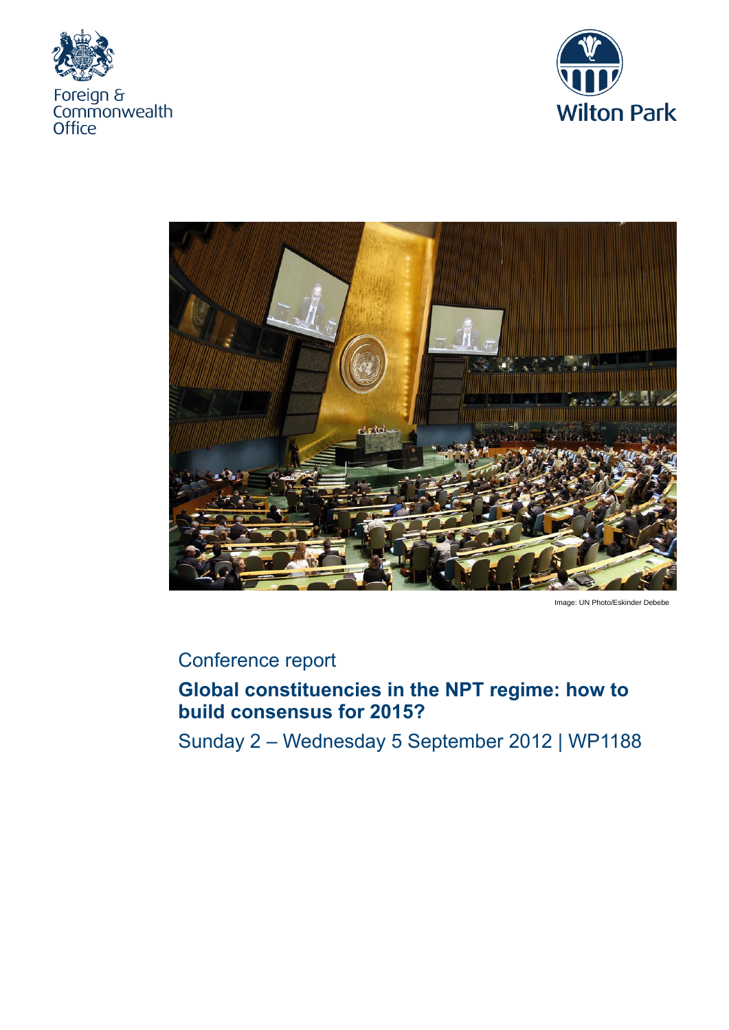Foreign & Commonwealth Office

Wilton Park

Image: UN Photo/Eskinder Debebe

Conference report

# Global constituencies in the NPT regime: how to build consensus for 2015?

Sunday 2 – Wednesday 5 September 2012 | WP1188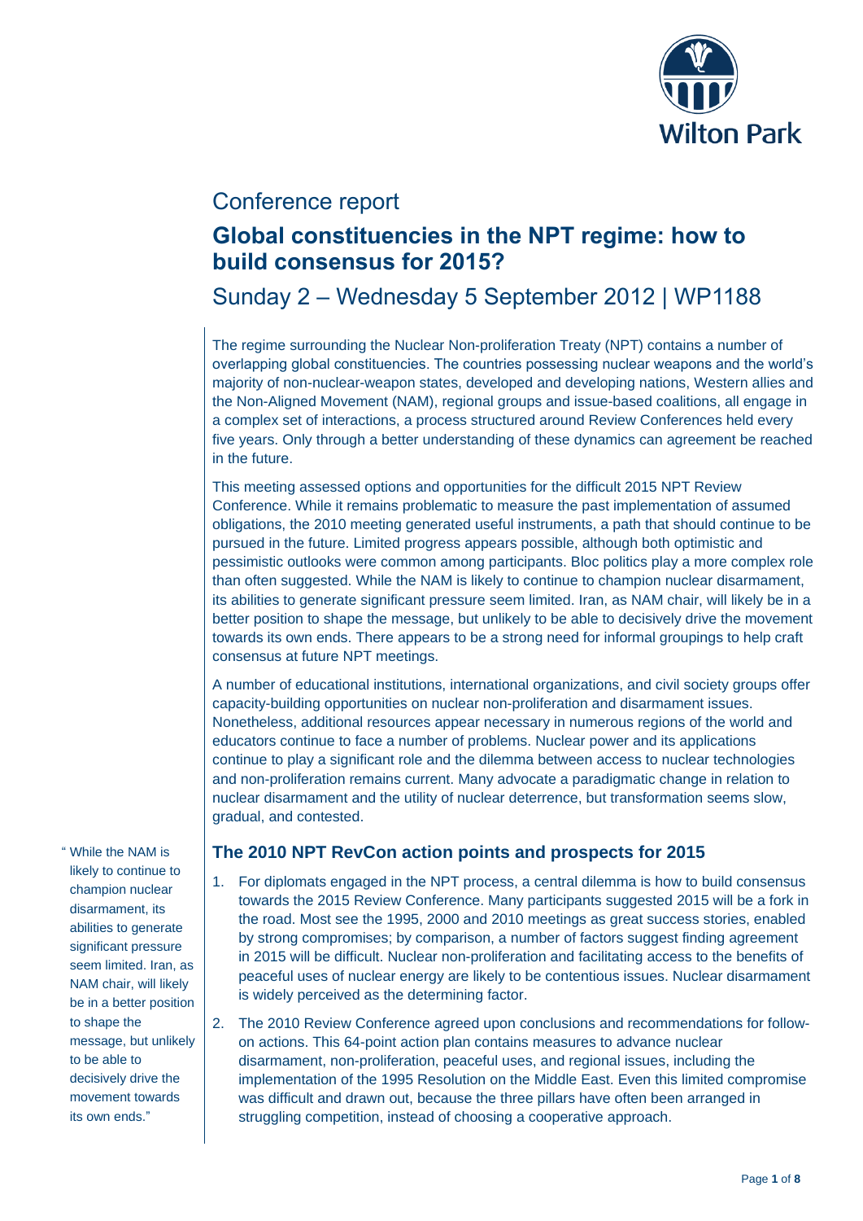Conference report

# Global constituencies in the NPT regime: how to build consensus for 2015?

## Sunday 2 – Wednesday 5 September 2012 | WP1188

The regime surrounding the Nuclear Non-proliferation Treaty (NPT) contains a number of overlapping global constituencies. The countries possessing nuclear weapons and the world's majority of non-nuclear-weapon states, developed and developing nations, Western allies and the Non-Aligned Movement (NAM), regional groups and issue-based coalitions, all engage in a complex set of interactions, a process structured around Review Conferences held every five years. Only through a better understanding of these dynamics can agreement be reached in the future.

This meeting assessed options and opportunities for the difficult 2015 NPT Review Conference. While it remains problematic to measure the past implementation of assumed obligations, the 2010 meeting generated useful instruments, a path that should continue to be pursued in the future. Limited progress appears possible, although both optimistic and pessimistic outlooks were common among participants. Bloc politics play a more complex role than often suggested. While the NAM is likely to continue to champion nuclear disarmament, its abilities to generate significant pressure seem limited. Iran, as NAM chair, will likely be in a better position to shape the message, but unlikely to be able to decisively drive the movement towards its own ends. There appears to be a strong need for informal groupings to help craft consensus at future NPT meetings.

A number of educational institutions, international organizations, and civil society groups offer capacity-building opportunities on nuclear non-proliferation and disarmament issues. Nonetheless, additional resources appear necessary in numerous regions of the world and educators continue to face a number of problems. Nuclear power and its applications continue to play a significant role and the dilemma between access to nuclear technologies and non-proliferation remains current. Many advocate a paradigmatic change in relation to nuclear disarmament and the utility of nuclear deterrence, but transformation seems slow, gradual, and contested.

### The 2010 NPT RevCon action points and prospects for 2015

> "While the NAM is likely to continue to champion nuclear disarmament, its abilities to generate significant pressure seem limited. Iran, as NAM chair, will likely be in a better position to shape the message, but unlikely to be able to decisively drive the movement towards its own ends."

1. For diplomats engaged in the NPT process, a central dilemma is how to build consensus towards the 2015 Review Conference. Many participants suggested 2015 will be a fork in the road. Most see the 1995, 2000 and 2010 meetings as great success stories, enabled by strong compromises; by comparison, a number of factors suggest finding agreement in 2015 will be difficult. Nuclear non-proliferation and facilitating access to the benefits of peaceful uses of nuclear energy are likely to be contentious issues. Nuclear disarmament is widely perceived as the determining factor.
2. The 2010 Review Conference agreed upon conclusions and recommendations for follow-on actions. This 64-point action plan contains measures to advance nuclear disarmament, non-proliferation, peaceful uses, and regional issues, including the implementation of the 1995 Resolution on the Middle East. Even this limited compromise was difficult and drawn out, because the three pillars have often been arranged in struggling competition, instead of choosing a cooperative approach.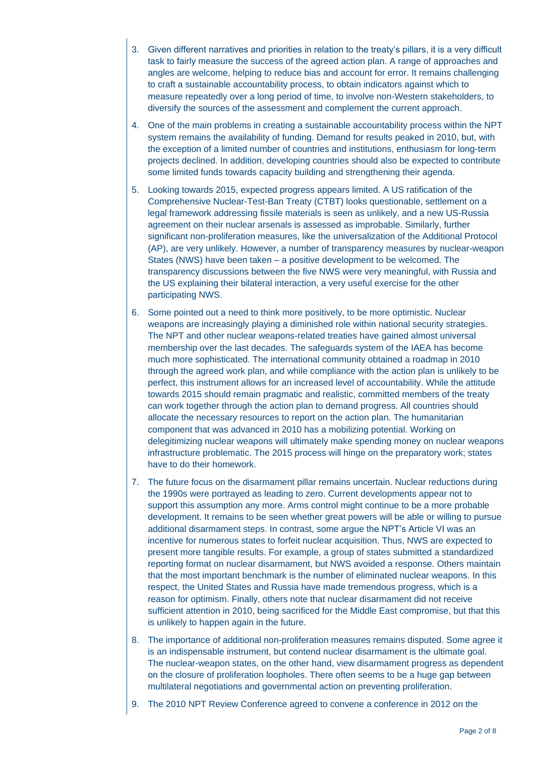3. Given different narratives and priorities in relation to the treaty's pillars, it is a very difficult task to fairly measure the success of the agreed action plan. A range of approaches and angles are welcome, helping to reduce bias and account for error. It remains challenging to craft a sustainable accountability process, to obtain indicators against which to measure repeatedly over a long period of time, to involve non-Western stakeholders, to diversify the sources of the assessment and complement the current approach.
4. One of the main problems in creating a sustainable accountability process within the NPT system remains the availability of funding. Demand for results peaked in 2010, but, with the exception of a limited number of countries and institutions, enthusiasm for long-term projects declined. In addition, developing countries should also be expected to contribute some limited funds towards capacity building and strengthening their agenda.
5. Looking towards 2015, expected progress appears limited. A US ratification of the Comprehensive Nuclear-Test-Ban Treaty (CTBT) looks questionable, settlement on a legal framework addressing fissile materials is seen as unlikely, and a new US-Russia agreement on their nuclear arsenals is assessed as improbable. Similarly, further significant non-proliferation measures, like the universalization of the Additional Protocol (AP), are very unlikely. However, a number of transparency measures by nuclear-weapon States (NWS) have been taken – a positive development to be welcomed. The transparency discussions between the five NWS were very meaningful, with Russia and the US explaining their bilateral interaction, a very useful exercise for the other participating NWS.
6. Some pointed out a need to think more positively, to be more optimistic. Nuclear weapons are increasingly playing a diminished role within national security strategies. The NPT and other nuclear weapons-related treaties have gained almost universal membership over the last decades. The safeguards system of the IAEA has become much more sophisticated. The international community obtained a roadmap in 2010 through the agreed work plan, and while compliance with the action plan is unlikely to be perfect, this instrument allows for an increased level of accountability. While the attitude towards 2015 should remain pragmatic and realistic, committed members of the treaty can work together through the action plan to demand progress. All countries should allocate the necessary resources to report on the action plan. The humanitarian component that was advanced in 2010 has a mobilizing potential. Working on delegitimizing nuclear weapons will ultimately make spending money on nuclear weapons infrastructure problematic. The 2015 process will hinge on the preparatory work; states have to do their homework.
7. The future focus on the disarmament pillar remains uncertain. Nuclear reductions during the 1990s were portrayed as leading to zero. Current developments appear not to support this assumption any more. Arms control might continue to be a more probable development. It remains to be seen whether great powers will be able or willing to pursue additional disarmament steps. In contrast, some argue the NPT's Article VI was an incentive for numerous states to forfeit nuclear acquisition. Thus, NWS are expected to present more tangible results. For example, a group of states submitted a standardized reporting format on nuclear disarmament, but NWS avoided a response. Others maintain that the most important benchmark is the number of eliminated nuclear weapons. In this respect, the United States and Russia have made tremendous progress, which is a reason for optimism. Finally, others note that nuclear disarmament did not receive sufficient attention in 2010, being sacrificed for the Middle East compromise, but that this is unlikely to happen again in the future.
8. The importance of additional non-proliferation measures remains disputed. Some agree it is an indispensable instrument, but contend nuclear disarmament is the ultimate goal. The nuclear-weapon states, on the other hand, view disarmament progress as dependent on the closure of proliferation loopholes. There often seems to be a huge gap between multilateral negotiations and governmental action on preventing proliferation.
9. The 2010 NPT Review Conference agreed to convene a conference in 2012 on the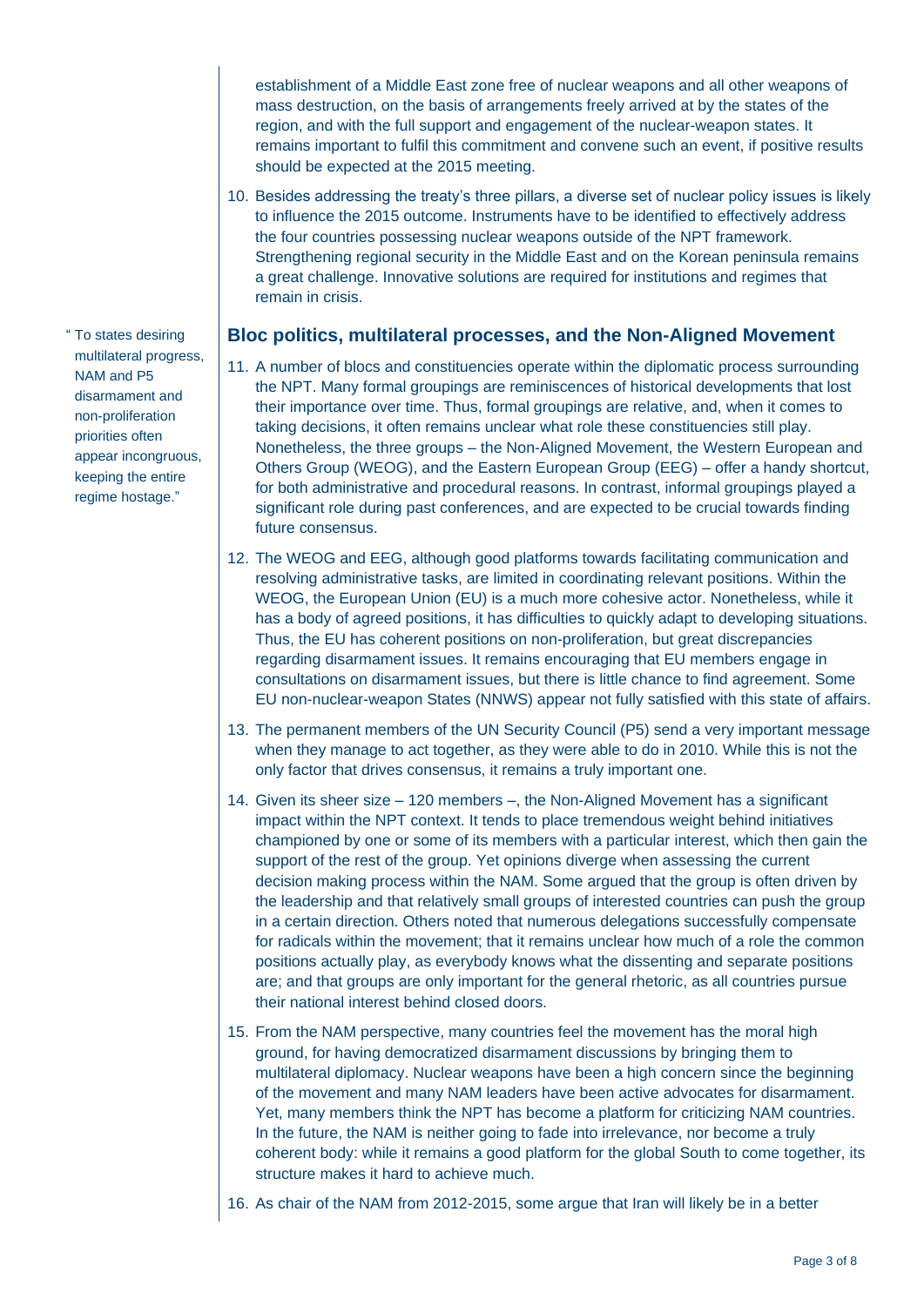establishment of a Middle East zone free of nuclear weapons and all other weapons of mass destruction, on the basis of arrangements freely arrived at by the states of the region, and with the full support and engagement of the nuclear-weapon states. It remains important to fulfil this commitment and convene such an event, if positive results should be expected at the 2015 meeting.

10. Besides addressing the treaty's three pillars, a diverse set of nuclear policy issues is likely to influence the 2015 outcome. Instruments have to be identified to effectively address the four countries possessing nuclear weapons outside of the NPT framework. Strengthening regional security in the Middle East and on the Korean peninsula remains a great challenge. Innovative solutions are required for institutions and regimes that remain in crisis.

## Bloc politics, multilateral processes, and the Non-Aligned Movement

> "To states desiring multilateral progress, NAM and P5 disarmament and non-proliferation priorities often appear incongruous, keeping the entire regime hostage."

11. A number of blocs and constituencies operate within the diplomatic process surrounding the NPT. Many formal groupings are reminiscences of historical developments that lost their importance over time. Thus, formal groupings are relative, and, when it comes to taking decisions, it often remains unclear what role these constituencies still play. Nonetheless, the three groups – the Non-Aligned Movement, the Western European and Others Group (WEOG), and the Eastern European Group (EEG) – offer a handy shortcut, for both administrative and procedural reasons. In contrast, informal groupings played a significant role during past conferences, and are expected to be crucial towards finding future consensus.

12. The WEOG and EEG, although good platforms towards facilitating communication and resolving administrative tasks, are limited in coordinating relevant positions. Within the WEOG, the European Union (EU) is a much more cohesive actor. Nonetheless, while it has a body of agreed positions, it has difficulties to quickly adapt to developing situations. Thus, the EU has coherent positions on non-proliferation, but great discrepancies regarding disarmament issues. It remains encouraging that EU members engage in consultations on disarmament issues, but there is little chance to find agreement. Some EU non-nuclear-weapon States (NNWS) appear not fully satisfied with this state of affairs.

13. The permanent members of the UN Security Council (P5) send a very important message when they manage to act together, as they were able to do in 2010. While this is not the only factor that drives consensus, it remains a truly important one.

14. Given its sheer size – 120 members –, the Non-Aligned Movement has a significant impact within the NPT context. It tends to place tremendous weight behind initiatives championed by one or some of its members with a particular interest, which then gain the support of the rest of the group. Yet opinions diverge when assessing the current decision making process within the NAM. Some argued that the group is often driven by the leadership and that relatively small groups of interested countries can push the group in a certain direction. Others noted that numerous delegations successfully compensate for radicals within the movement; that it remains unclear how much of a role the common positions actually play, as everybody knows what the dissenting and separate positions are; and that groups are only important for the general rhetoric, as all countries pursue their national interest behind closed doors.

15. From the NAM perspective, many countries feel the movement has the moral high ground, for having democratized disarmament discussions by bringing them to multilateral diplomacy. Nuclear weapons have been a high concern since the beginning of the movement and many NAM leaders have been active advocates for disarmament. Yet, many members think the NPT has become a platform for criticizing NAM countries. In the future, the NAM is neither going to fade into irrelevance, nor become a truly coherent body: while it remains a good platform for the global South to come together, its structure makes it hard to achieve much.

16. As chair of the NAM from 2012-2015, some argue that Iran will likely be in a better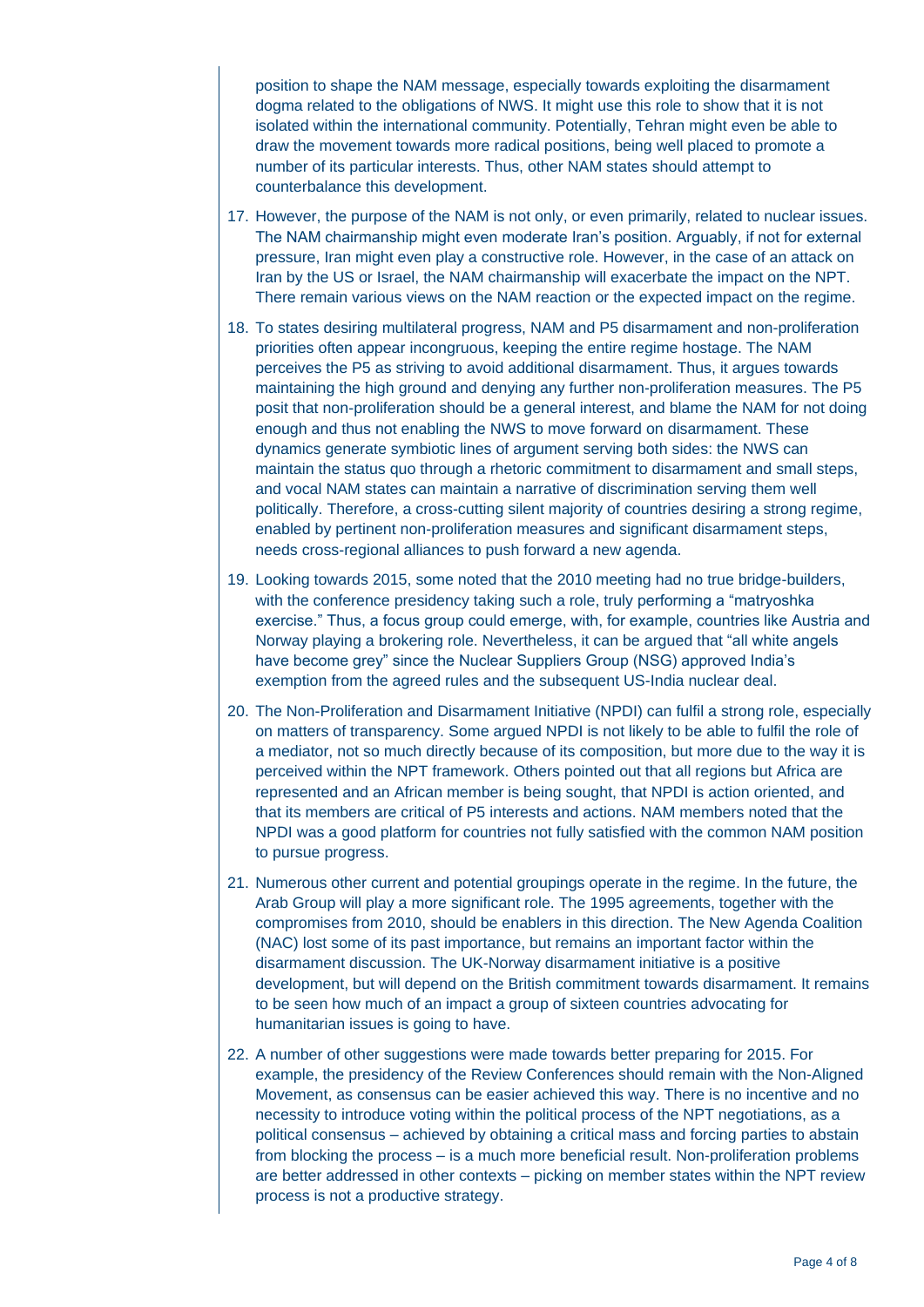position to shape the NAM message, especially towards exploiting the disarmament dogma related to the obligations of NWS. It might use this role to show that it is not isolated within the international community. Potentially, Tehran might even be able to draw the movement towards more radical positions, being well placed to promote a number of its particular interests. Thus, other NAM states should attempt to counterbalance this development.

17. However, the purpose of the NAM is not only, or even primarily, related to nuclear issues. The NAM chairmanship might even moderate Iran's position. Arguably, if not for external pressure, Iran might even play a constructive role. However, in the case of an attack on Iran by the US or Israel, the NAM chairmanship will exacerbate the impact on the NPT. There remain various views on the NAM reaction or the expected impact on the regime.

18. To states desiring multilateral progress, NAM and P5 disarmament and non-proliferation priorities often appear incongruous, keeping the entire regime hostage. The NAM perceives the P5 as striving to avoid additional disarmament. Thus, it argues towards maintaining the high ground and denying any further non-proliferation measures. The P5 posit that non-proliferation should be a general interest, and blame the NAM for not doing enough and thus not enabling the NWS to move forward on disarmament. These dynamics generate symbiotic lines of argument serving both sides: the NWS can maintain the status quo through a rhetoric commitment to disarmament and small steps, and vocal NAM states can maintain a narrative of discrimination serving them well politically. Therefore, a cross-cutting silent majority of countries desiring a strong regime, enabled by pertinent non-proliferation measures and significant disarmament steps, needs cross-regional alliances to push forward a new agenda.

19. Looking towards 2015, some noted that the 2010 meeting had no true bridge-builders, with the conference presidency taking such a role, truly performing a "matryoshka exercise." Thus, a focus group could emerge, with, for example, countries like Austria and Norway playing a brokering role. Nevertheless, it can be argued that "all white angels have become grey" since the Nuclear Suppliers Group (NSG) approved India's exemption from the agreed rules and the subsequent US-India nuclear deal.

20. The Non-Proliferation and Disarmament Initiative (NPDI) can fulfil a strong role, especially on matters of transparency. Some argued NPDI is not likely to be able to fulfil the role of a mediator, not so much directly because of its composition, but more due to the way it is perceived within the NPT framework. Others pointed out that all regions but Africa are represented and an African member is being sought, that NPDI is action oriented, and that its members are critical of P5 interests and actions. NAM members noted that the NPDI was a good platform for countries not fully satisfied with the common NAM position to pursue progress.

21. Numerous other current and potential groupings operate in the regime. In the future, the Arab Group will play a more significant role. The 1995 agreements, together with the compromises from 2010, should be enablers in this direction. The New Agenda Coalition (NAC) lost some of its past importance, but remains an important factor within the disarmament discussion. The UK-Norway disarmament initiative is a positive development, but will depend on the British commitment towards disarmament. It remains to be seen how much of an impact a group of sixteen countries advocating for humanitarian issues is going to have.

22. A number of other suggestions were made towards better preparing for 2015. For example, the presidency of the Review Conferences should remain with the Non-Aligned Movement, as consensus can be easier achieved this way. There is no incentive and no necessity to introduce voting within the political process of the NPT negotiations, as a political consensus – achieved by obtaining a critical mass and forcing parties to abstain from blocking the process – is a much more beneficial result. Non-proliferation problems are better addressed in other contexts – picking on member states within the NPT review process is not a productive strategy.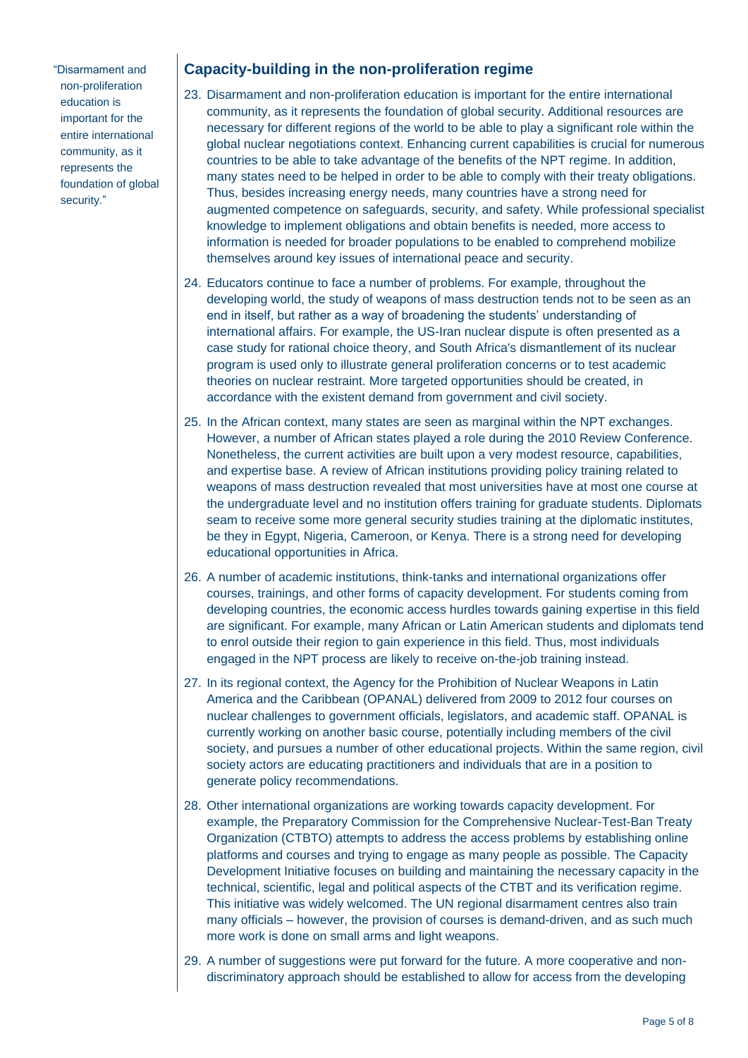"Disarmament and non-proliferation education is important for the entire international community, as it represents the foundation of global security."

## Capacity-building in the non-proliferation regime

23. Disarmament and non-proliferation education is important for the entire international community, as it represents the foundation of global security. Additional resources are necessary for different regions of the world to be able to play a significant role within the global nuclear negotiations context. Enhancing current capabilities is crucial for numerous countries to be able to take advantage of the benefits of the NPT regime. In addition, many states need to be helped in order to be able to comply with their treaty obligations. Thus, besides increasing energy needs, many countries have a strong need for augmented competence on safeguards, security, and safety. While professional specialist knowledge to implement obligations and obtain benefits is needed, more access to information is needed for broader populations to be enabled to comprehend mobilize themselves around key issues of international peace and security.

24. Educators continue to face a number of problems. For example, throughout the developing world, the study of weapons of mass destruction tends not to be seen as an end in itself, but rather as a way of broadening the students' understanding of international affairs. For example, the US-Iran nuclear dispute is often presented as a case study for rational choice theory, and South Africa's dismantlement of its nuclear program is used only to illustrate general proliferation concerns or to test academic theories on nuclear restraint. More targeted opportunities should be created, in accordance with the existent demand from government and civil society.

25. In the African context, many states are seen as marginal within the NPT exchanges. However, a number of African states played a role during the 2010 Review Conference. Nonetheless, the current activities are built upon a very modest resource, capabilities, and expertise base. A review of African institutions providing policy training related to weapons of mass destruction revealed that most universities have at most one course at the undergraduate level and no institution offers training for graduate students. Diplomats seam to receive some more general security studies training at the diplomatic institutes, be they in Egypt, Nigeria, Cameroon, or Kenya. There is a strong need for developing educational opportunities in Africa.

26. A number of academic institutions, think-tanks and international organizations offer courses, trainings, and other forms of capacity development. For students coming from developing countries, the economic access hurdles towards gaining expertise in this field are significant. For example, many African or Latin American students and diplomats tend to enrol outside their region to gain experience in this field. Thus, most individuals engaged in the NPT process are likely to receive on-the-job training instead.

27. In its regional context, the Agency for the Prohibition of Nuclear Weapons in Latin America and the Caribbean (OPANAL) delivered from 2009 to 2012 four courses on nuclear challenges to government officials, legislators, and academic staff. OPANAL is currently working on another basic course, potentially including members of the civil society, and pursues a number of other educational projects. Within the same region, civil society actors are educating practitioners and individuals that are in a position to generate policy recommendations.

28. Other international organizations are working towards capacity development. For example, the Preparatory Commission for the Comprehensive Nuclear-Test-Ban Treaty Organization (CTBTO) attempts to address the access problems by establishing online platforms and courses and trying to engage as many people as possible. The Capacity Development Initiative focuses on building and maintaining the necessary capacity in the technical, scientific, legal and political aspects of the CTBT and its verification regime. This initiative was widely welcomed. The UN regional disarmament centres also train many officials – however, the provision of courses is demand-driven, and as such much more work is done on small arms and light weapons.

29. A number of suggestions were put forward for the future. A more cooperative and non-discriminatory approach should be established to allow for access from the developing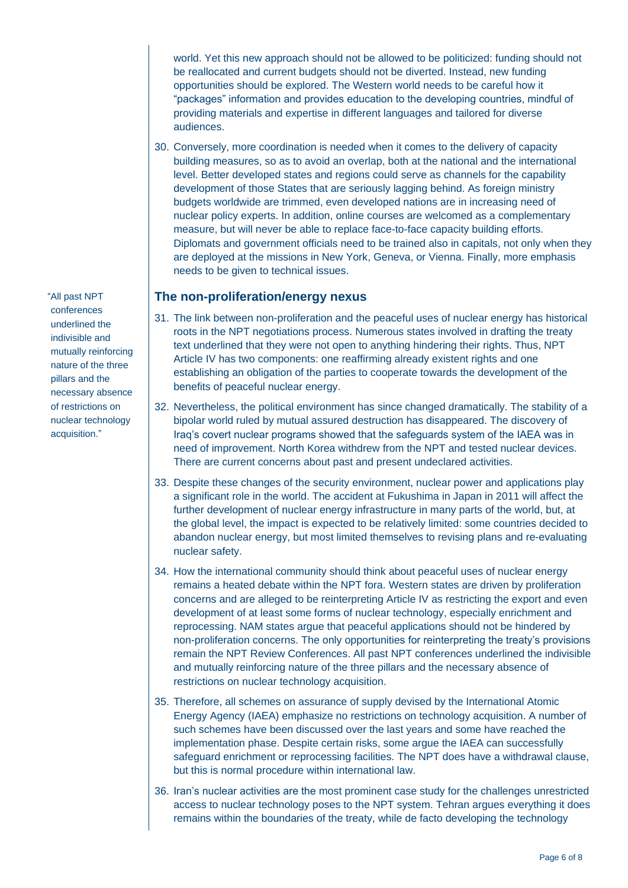world. Yet this new approach should not be allowed to be politicized: funding should not be reallocated and current budgets should not be diverted. Instead, new funding opportunities should be explored. The Western world needs to be careful how it "packages" information and provides education to the developing countries, mindful of providing materials and expertise in different languages and tailored for diverse audiences.

30. Conversely, more coordination is needed when it comes to the delivery of capacity building measures, so as to avoid an overlap, both at the national and the international level. Better developed states and regions could serve as channels for the capability development of those States that are seriously lagging behind. As foreign ministry budgets worldwide are trimmed, even developed nations are in increasing need of nuclear policy experts. In addition, online courses are welcomed as a complementary measure, but will never be able to replace face-to-face capacity building efforts. Diplomats and government officials need to be trained also in capitals, not only when they are deployed at the missions in New York, Geneva, or Vienna. Finally, more emphasis needs to be given to technical issues.

## The non-proliferation/energy nexus

> "All past NPT conferences underlined the indivisible and mutually reinforcing nature of the three pillars and the necessary absence of restrictions on nuclear technology acquisition."

31. The link between non-proliferation and the peaceful uses of nuclear energy has historical roots in the NPT negotiations process. Numerous states involved in drafting the treaty text underlined that they were not open to anything hindering their rights. Thus, NPT Article IV has two components: one reaffirming already existent rights and one establishing an obligation of the parties to cooperate towards the development of the benefits of peaceful nuclear energy.

32. Nevertheless, the political environment has since changed dramatically. The stability of a bipolar world ruled by mutual assured destruction has disappeared. The discovery of Iraq's covert nuclear programs showed that the safeguards system of the IAEA was in need of improvement. North Korea withdrew from the NPT and tested nuclear devices. There are current concerns about past and present undeclared activities.

33. Despite these changes of the security environment, nuclear power and applications play a significant role in the world. The accident at Fukushima in Japan in 2011 will affect the further development of nuclear energy infrastructure in many parts of the world, but, at the global level, the impact is expected to be relatively limited: some countries decided to abandon nuclear energy, but most limited themselves to revising plans and re-evaluating nuclear safety.

34. How the international community should think about peaceful uses of nuclear energy remains a heated debate within the NPT fora. Western states are driven by proliferation concerns and are alleged to be reinterpreting Article IV as restricting the export and even development of at least some forms of nuclear technology, especially enrichment and reprocessing. NAM states argue that peaceful applications should not be hindered by non-proliferation concerns. The only opportunities for reinterpreting the treaty's provisions remain the NPT Review Conferences. All past NPT conferences underlined the indivisible and mutually reinforcing nature of the three pillars and the necessary absence of restrictions on nuclear technology acquisition.

35. Therefore, all schemes on assurance of supply devised by the International Atomic Energy Agency (IAEA) emphasize no restrictions on technology acquisition. A number of such schemes have been discussed over the last years and some have reached the implementation phase. Despite certain risks, some argue the IAEA can successfully safeguard enrichment or reprocessing facilities. The NPT does have a withdrawal clause, but this is normal procedure within international law.

36. Iran's nuclear activities are the most prominent case study for the challenges unrestricted access to nuclear technology poses to the NPT system. Tehran argues everything it does remains within the boundaries of the treaty, while de facto developing the technology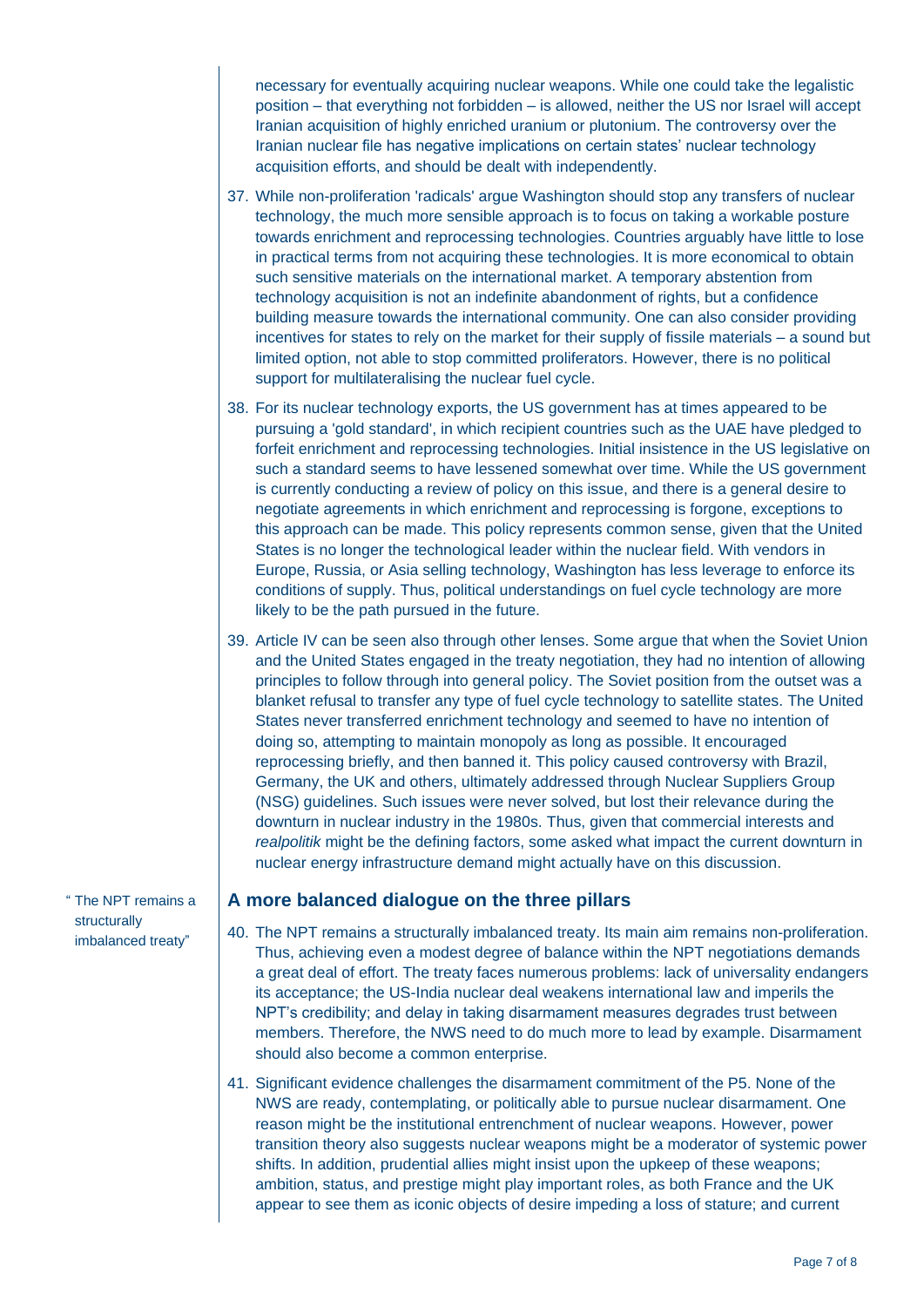necessary for eventually acquiring nuclear weapons. While one could take the legalistic position – that everything not forbidden – is allowed, neither the US nor Israel will accept Iranian acquisition of highly enriched uranium or plutonium. The controversy over the Iranian nuclear file has negative implications on certain states' nuclear technology acquisition efforts, and should be dealt with independently.

37. While non-proliferation 'radicals' argue Washington should stop any transfers of nuclear technology, the much more sensible approach is to focus on taking a workable posture towards enrichment and reprocessing technologies. Countries arguably have little to lose in practical terms from not acquiring these technologies. It is more economical to obtain such sensitive materials on the international market. A temporary abstention from technology acquisition is not an indefinite abandonment of rights, but a confidence building measure towards the international community. One can also consider providing incentives for states to rely on the market for their supply of fissile materials – a sound but limited option, not able to stop committed proliferators. However, there is no political support for multilateralising the nuclear fuel cycle.

38. For its nuclear technology exports, the US government has at times appeared to be pursuing a 'gold standard', in which recipient countries such as the UAE have pledged to forfeit enrichment and reprocessing technologies. Initial insistence in the US legislative on such a standard seems to have lessened somewhat over time. While the US government is currently conducting a review of policy on this issue, and there is a general desire to negotiate agreements in which enrichment and reprocessing is forgone, exceptions to this approach can be made. This policy represents common sense, given that the United States is no longer the technological leader within the nuclear field. With vendors in Europe, Russia, or Asia selling technology, Washington has less leverage to enforce its conditions of supply. Thus, political understandings on fuel cycle technology are more likely to be the path pursued in the future.

39. Article IV can be seen also through other lenses. Some argue that when the Soviet Union and the United States engaged in the treaty negotiation, they had no intention of allowing principles to follow through into general policy. The Soviet position from the outset was a blanket refusal to transfer any type of fuel cycle technology to satellite states. The United States never transferred enrichment technology and seemed to have no intention of doing so, attempting to maintain monopoly as long as possible. It encouraged reprocessing briefly, and then banned it. This policy caused controversy with Brazil, Germany, the UK and others, ultimately addressed through Nuclear Suppliers Group (NSG) guidelines. Such issues were never solved, but lost their relevance during the downturn in nuclear industry in the 1980s. Thus, given that commercial interests and *realpolitik* might be the defining factors, some asked what impact the current downturn in nuclear energy infrastructure demand might actually have on this discussion.

## A more balanced dialogue on the three pillars

"The NPT remains a structurally imbalanced treaty"

40. The NPT remains a structurally imbalanced treaty. Its main aim remains non-proliferation. Thus, achieving even a modest degree of balance within the NPT negotiations demands a great deal of effort. The treaty faces numerous problems: lack of universality endangers its acceptance; the US-India nuclear deal weakens international law and imperils the NPT's credibility; and delay in taking disarmament measures degrades trust between members. Therefore, the NWS need to do much more to lead by example. Disarmament should also become a common enterprise.

41. Significant evidence challenges the disarmament commitment of the P5. None of the NWS are ready, contemplating, or politically able to pursue nuclear disarmament. One reason might be the institutional entrenchment of nuclear weapons. However, power transition theory also suggests nuclear weapons might be a moderator of systemic power shifts. In addition, prudential allies might insist upon the upkeep of these weapons; ambition, status, and prestige might play important roles, as both France and the UK appear to see them as iconic objects of desire impeding a loss of stature; and current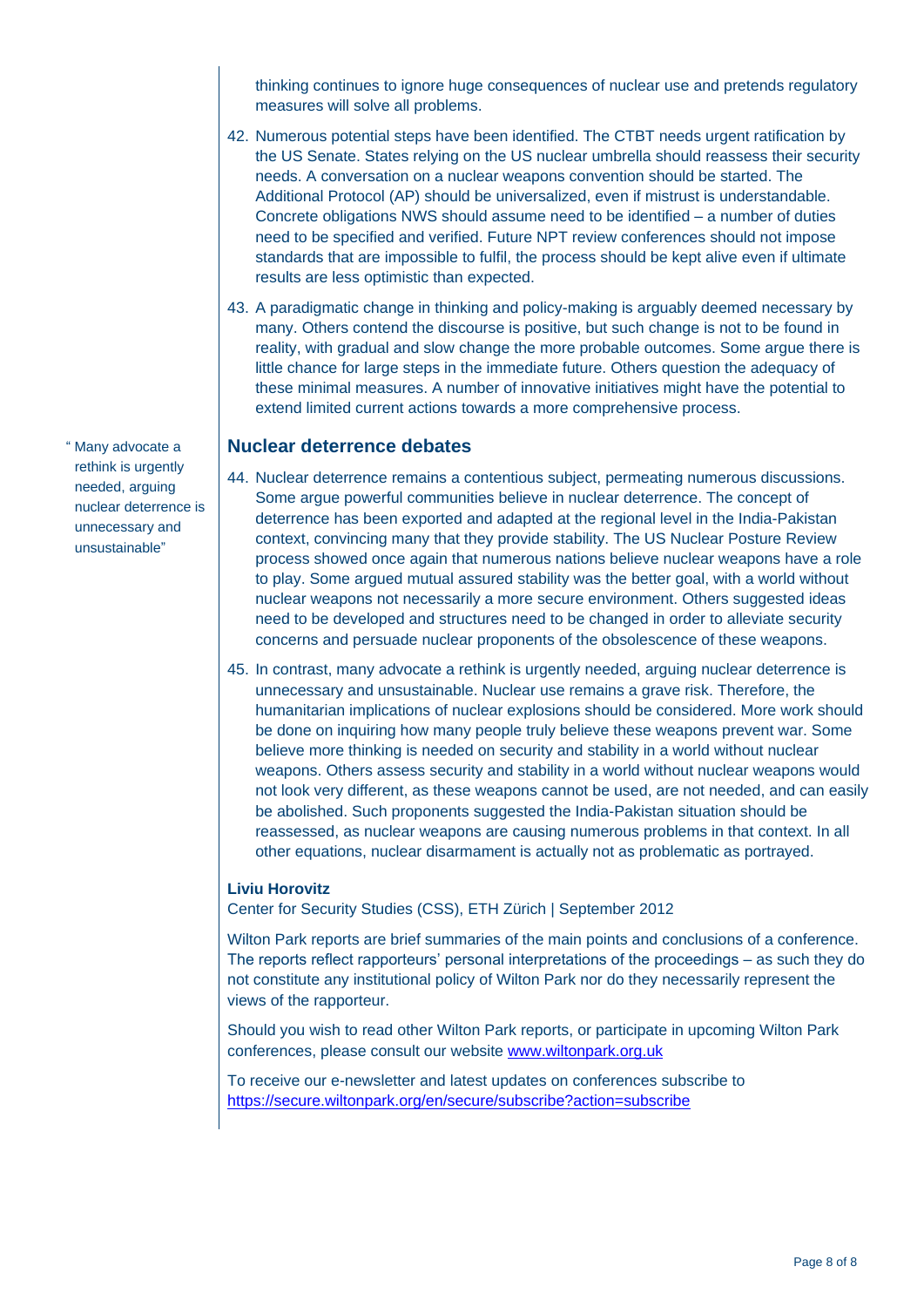thinking continues to ignore huge consequences of nuclear use and pretends regulatory measures will solve all problems.

42. Numerous potential steps have been identified. The CTBT needs urgent ratification by the US Senate. States relying on the US nuclear umbrella should reassess their security needs. A conversation on a nuclear weapons convention should be started. The Additional Protocol (AP) should be universalized, even if mistrust is understandable. Concrete obligations NWS should assume need to be identified – a number of duties need to be specified and verified. Future NPT review conferences should not impose standards that are impossible to fulfil, the process should be kept alive even if ultimate results are less optimistic than expected.

43. A paradigmatic change in thinking and policy-making is arguably deemed necessary by many. Others contend the discourse is positive, but such change is not to be found in reality, with gradual and slow change the more probable outcomes. Some argue there is little chance for large steps in the immediate future. Others question the adequacy of these minimal measures. A number of innovative initiatives might have the potential to extend limited current actions towards a more comprehensive process.

## Nuclear deterrence debates

"Many advocate a rethink is urgently needed, arguing nuclear deterrence is unnecessary and unsustainable"

44. Nuclear deterrence remains a contentious subject, permeating numerous discussions. Some argue powerful communities believe in nuclear deterrence. The concept of deterrence has been exported and adapted at the regional level in the India-Pakistan context, convincing many that they provide stability. The US Nuclear Posture Review process showed once again that numerous nations believe nuclear weapons have a role to play. Some argued mutual assured stability was the better goal, with a world without nuclear weapons not necessarily a more secure environment. Others suggested ideas need to be developed and structures need to be changed in order to alleviate security concerns and persuade nuclear proponents of the obsolescence of these weapons.

45. In contrast, many advocate a rethink is urgently needed, arguing nuclear deterrence is unnecessary and unsustainable. Nuclear use remains a grave risk. Therefore, the humanitarian implications of nuclear explosions should be considered. More work should be done on inquiring how many people truly believe these weapons prevent war. Some believe more thinking is needed on security and stability in a world without nuclear weapons. Others assess security and stability in a world without nuclear weapons would not look very different, as these weapons cannot be used, are not needed, and can easily be abolished. Such proponents suggested the India-Pakistan situation should be reassessed, as nuclear weapons are causing numerous problems in that context. In all other equations, nuclear disarmament is actually not as problematic as portrayed.

**Liviu Horovitz**

Center for Security Studies (CSS), ETH Zürich | September 2012

Wilton Park reports are brief summaries of the main points and conclusions of a conference. The reports reflect rapporteurs' personal interpretations of the proceedings – as such they do not constitute any institutional policy of Wilton Park nor do they necessarily represent the views of the rapporteur.

Should you wish to read other Wilton Park reports, or participate in upcoming Wilton Park conferences, please consult our website www.wiltonpark.org.uk

To receive our e-newsletter and latest updates on conferences subscribe to https://secure.wiltonpark.org/en/secure/subscribe?action=subscribe